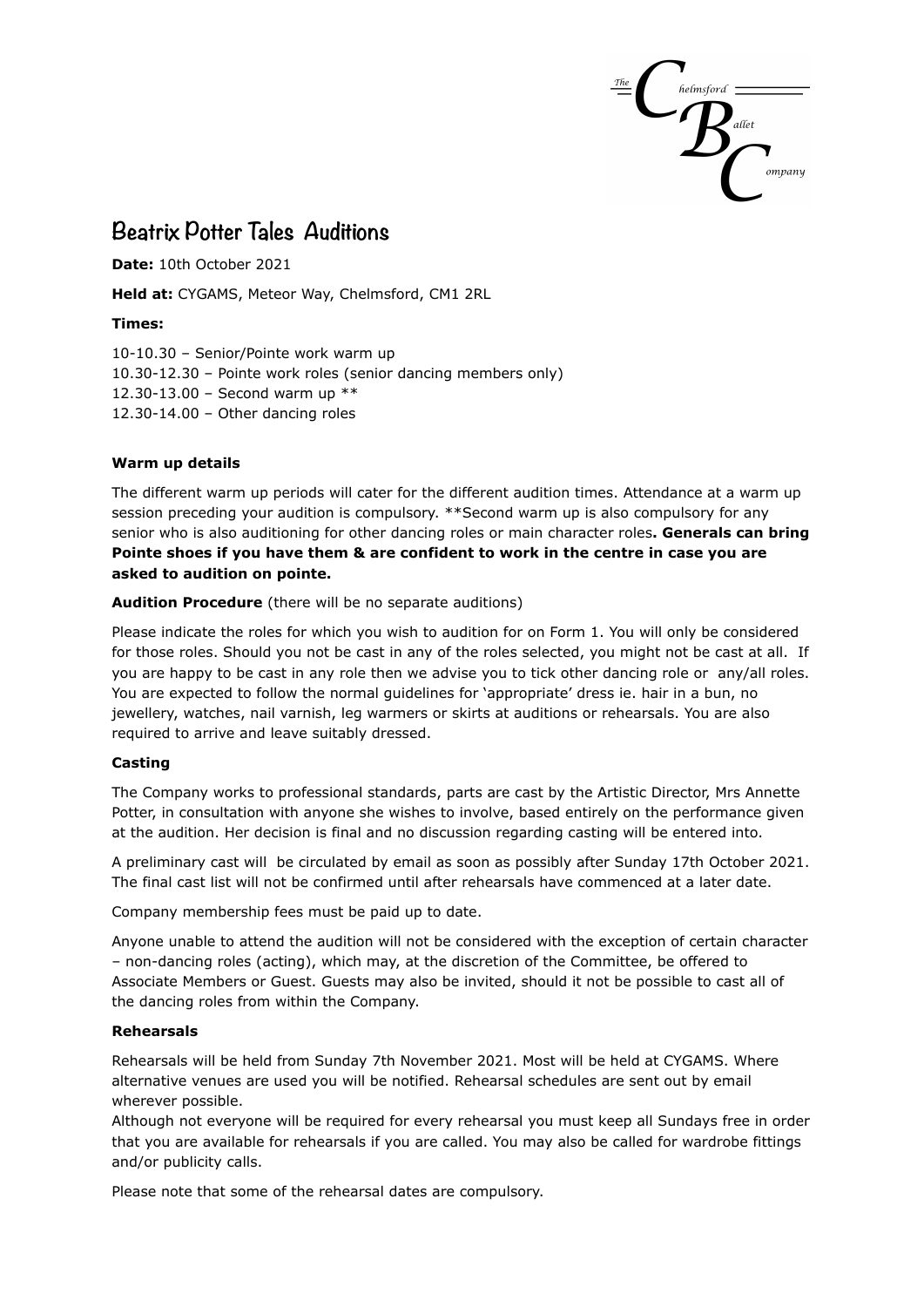The Chelmsford Ballet Company

# Beatrix Potter Tales Auditions

**Date:** 10th October 2021

**Held at:** CYGAMS, Meteor Way, Chelmsford, CM1 2RL

**Times:**

10-10.30 – Senior/Pointe work warm up
10.30-12.30 – Pointe work roles (senior dancing members only)
12.30-13.00 – Second warm up **
12.30-14.00 – Other dancing roles

**Warm up details**

The different warm up periods will cater for the different audition times. Attendance at a warm up session preceding your audition is compulsory. **Second warm up is also compulsory for any senior who is also auditioning for other dancing roles or main character roles**. Generals can bring Pointe shoes if you have them & are confident to work in the centre in case you are asked to audition on pointe.**

**Audition Procedure** (there will be no separate auditions)

Please indicate the roles for which you wish to audition for on Form 1. You will only be considered for those roles. Should you not be cast in any of the roles selected, you might not be cast at all. If you are happy to be cast in any role then we advise you to tick other dancing role or any/all roles. You are expected to follow the normal guidelines for 'appropriate' dress ie. hair in a bun, no jewellery, watches, nail varnish, leg warmers or skirts at auditions or rehearsals. You are also required to arrive and leave suitably dressed.

**Casting**

The Company works to professional standards, parts are cast by the Artistic Director, Mrs Annette Potter, in consultation with anyone she wishes to involve, based entirely on the performance given at the audition. Her decision is final and no discussion regarding casting will be entered into.

A preliminary cast will be circulated by email as soon as possibly after Sunday 17th October 2021. The final cast list will not be confirmed until after rehearsals have commenced at a later date.

Company membership fees must be paid up to date.

Anyone unable to attend the audition will not be considered with the exception of certain character – non-dancing roles (acting), which may, at the discretion of the Committee, be offered to Associate Members or Guest. Guests may also be invited, should it not be possible to cast all of the dancing roles from within the Company.

**Rehearsals**

Rehearsals will be held from Sunday 7th November 2021. Most will be held at CYGAMS. Where alternative venues are used you will be notified. Rehearsal schedules are sent out by email wherever possible.
Although not everyone will be required for every rehearsal you must keep all Sundays free in order that you are available for rehearsals if you are called. You may also be called for wardrobe fittings and/or publicity calls.

Please note that some of the rehearsal dates are compulsory.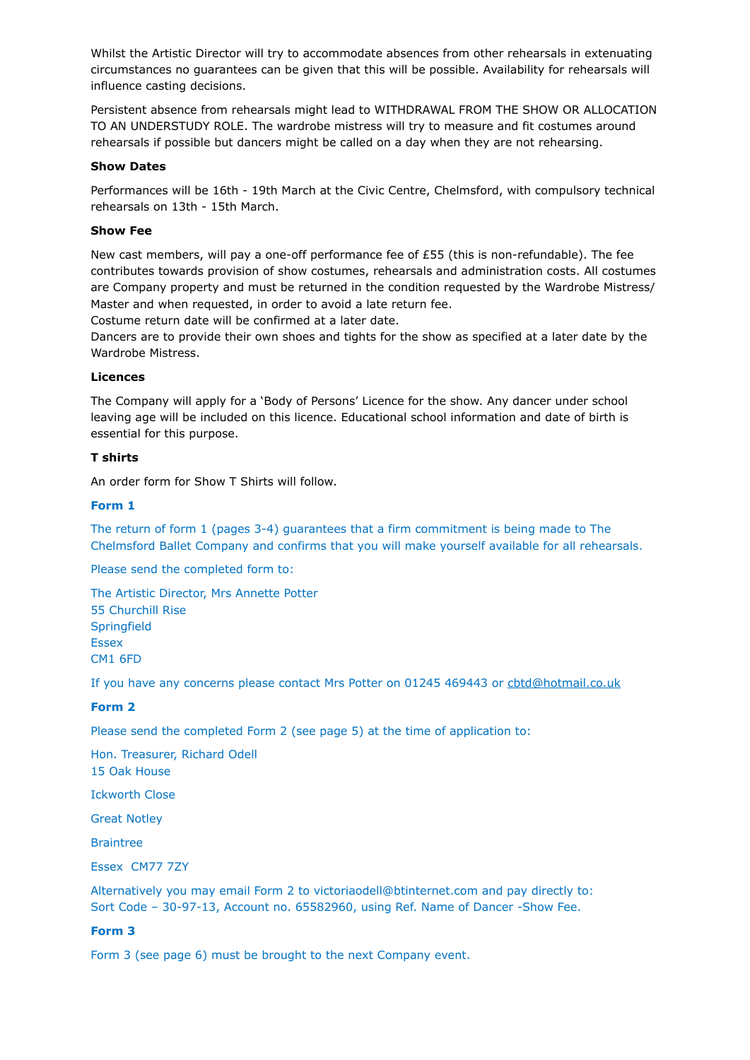Whilst the Artistic Director will try to accommodate absences from other rehearsals in extenuating circumstances no guarantees can be given that this will be possible. Availability for rehearsals will influence casting decisions.

Persistent absence from rehearsals might lead to WITHDRAWAL FROM THE SHOW OR ALLOCATION TO AN UNDERSTUDY ROLE. The wardrobe mistress will try to measure and fit costumes around rehearsals if possible but dancers might be called on a day when they are not rehearsing.

**Show Dates**

Performances will be 16th - 19th March at the Civic Centre, Chelmsford, with compulsory technical rehearsals on 13th - 15th March.

**Show Fee**

New cast members, will pay a one-off performance fee of £55 (this is non-refundable). The fee contributes towards provision of show costumes, rehearsals and administration costs. All costumes are Company property and must be returned in the condition requested by the Wardrobe Mistress/ Master and when requested, in order to avoid a late return fee.
Costume return date will be confirmed at a later date.
Dancers are to provide their own shoes and tights for the show as specified at a later date by the Wardrobe Mistress.

**Licences**

The Company will apply for a 'Body of Persons' Licence for the show. Any dancer under school leaving age will be included on this licence. Educational school information and date of birth is essential for this purpose.

**T shirts**

An order form for Show T Shirts will follow.

**Form 1**

The return of form 1 (pages 3-4) guarantees that a firm commitment is being made to The Chelmsford Ballet Company and confirms that you will make yourself available for all rehearsals.

Please send the completed form to:

The Artistic Director, Mrs Annette Potter
55 Churchill Rise
Springfield
Essex
CM1 6FD

If you have any concerns please contact Mrs Potter on 01245 469443 or cbtd@hotmail.co.uk

**Form 2**

Please send the completed Form 2 (see page 5) at the time of application to:

Hon. Treasurer, Richard Odell
15 Oak House

Ickworth Close

Great Notley

Braintree

Essex CM77 7ZY

Alternatively you may email Form 2 to victoriaodell@btinternet.com and pay directly to:
Sort Code – 30-97-13, Account no. 65582960, using Ref. Name of Dancer -Show Fee.

**Form 3**

Form 3 (see page 6) must be brought to the next Company event.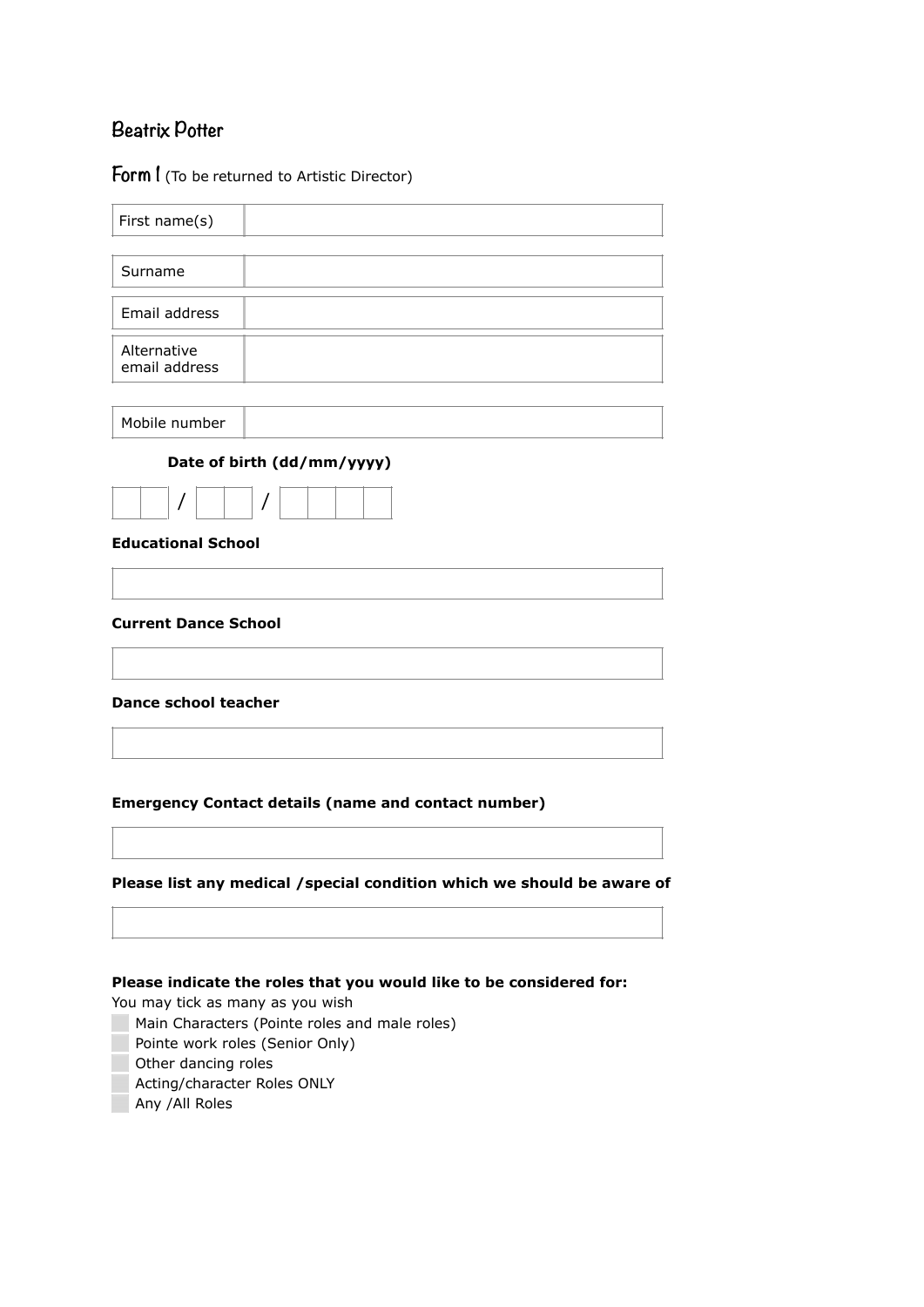# Beatrix Potter

## Form 1 (To be returned to Artistic Director)

| | |
|---|---|
| First name(s) | |

| | |
|---|---|
| Surname | |
| Email address | |
| Alternative email address | |

| | |
|---|---|
| Mobile number | |

**Date of birth (dd/mm/yyyy)**

__ __ / __ __ / __ __ __ __

**Educational School**

**Current Dance School**

**Dance school teacher**

**Emergency Contact details (name and contact number)**

**Please list any medical /special condition which we should be aware of**

**Please indicate the roles that you would like to be considered for:**

You may tick as many as you wish

- ☐ Main Characters (Pointe roles and male roles)
- ☐ Pointe work roles (Senior Only)
- ☐ Other dancing roles
- ☐ Acting/character Roles ONLY
- ☐ Any /All Roles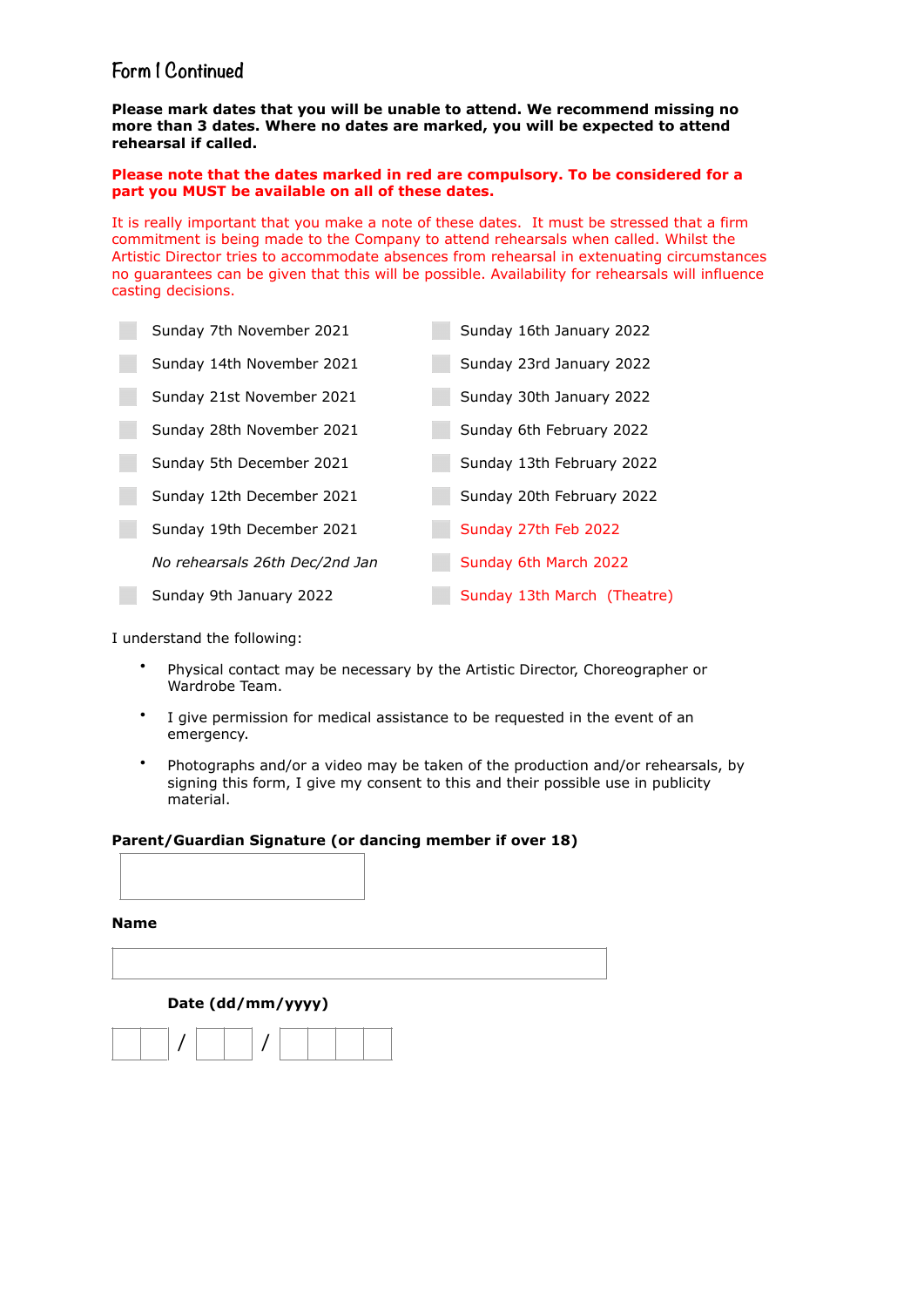## Form 1 Continued

**Please mark dates that you will be unable to attend. We recommend missing no more than 3 dates. Where no dates are marked, you will be expected to attend rehearsal if called.**

**Please note that the dates marked in red are compulsory. To be considered for a part you MUST be available on all of these dates.**

It is really important that you make a note of these dates. It must be stressed that a firm commitment is being made to the Company to attend rehearsals when called. Whilst the Artistic Director tries to accommodate absences from rehearsal in extenuating circumstances no guarantees can be given that this will be possible. Availability for rehearsals will influence casting decisions.

- ☐ Sunday 7th November 2021
- ☐ Sunday 14th November 2021
- ☐ Sunday 21st November 2021
- ☐ Sunday 28th November 2021
- ☐ Sunday 5th December 2021
- ☐ Sunday 12th December 2021
- ☐ Sunday 19th December 2021
- *No rehearsals 26th Dec/2nd Jan*
- ☐ Sunday 9th January 2022
- ☐ Sunday 16th January 2022
- ☐ Sunday 23rd January 2022
- ☐ Sunday 30th January 2022
- ☐ Sunday 6th February 2022
- ☐ Sunday 13th February 2022
- ☐ Sunday 20th February 2022
- ☐ Sunday 27th Feb 2022
- ☐ Sunday 6th March 2022
- ☐ Sunday 13th March (Theatre)

I understand the following:

- Physical contact may be necessary by the Artistic Director, Choreographer or Wardrobe Team.
- I give permission for medical assistance to be requested in the event of an emergency.
- Photographs and/or a video may be taken of the production and/or rehearsals, by signing this form, I give my consent to this and their possible use in publicity material.

**Parent/Guardian Signature (or dancing member if over 18)**

**Name**

**Date (dd/mm/yyyy)**

__ __ / __ __ / __ __ __ __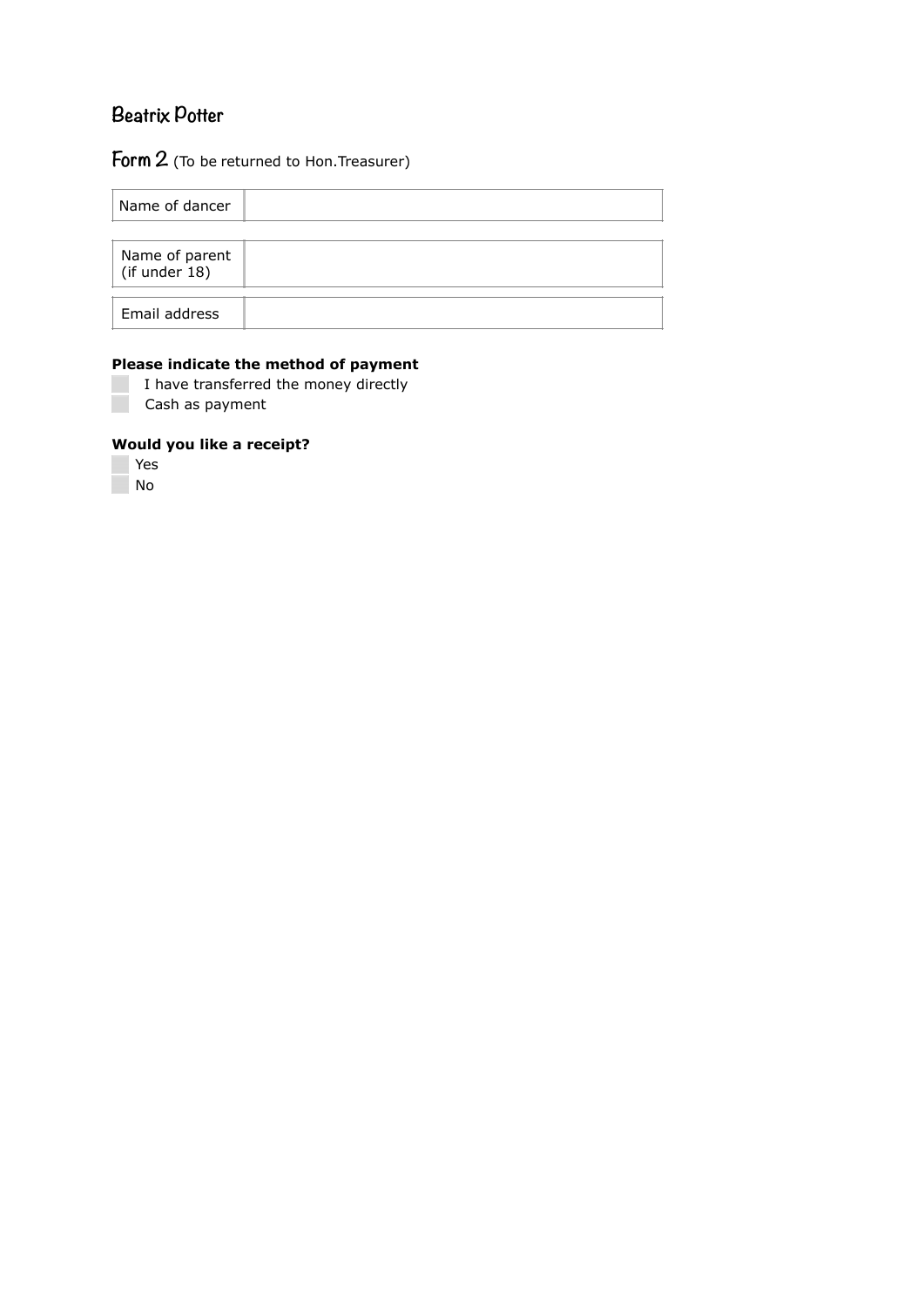# Beatrix Potter

## Form 2 (To be returned to Hon.Treasurer)

| | |
|---|---|
| Name of dancer | |

| | |
|---|---|
| Name of parent (if under 18) | |

| | |
|---|---|
| Email address | |

**Please indicate the method of payment**

- ☐ I have transferred the money directly
- ☐ Cash as payment

**Would you like a receipt?**

- ☐ Yes
- ☐ No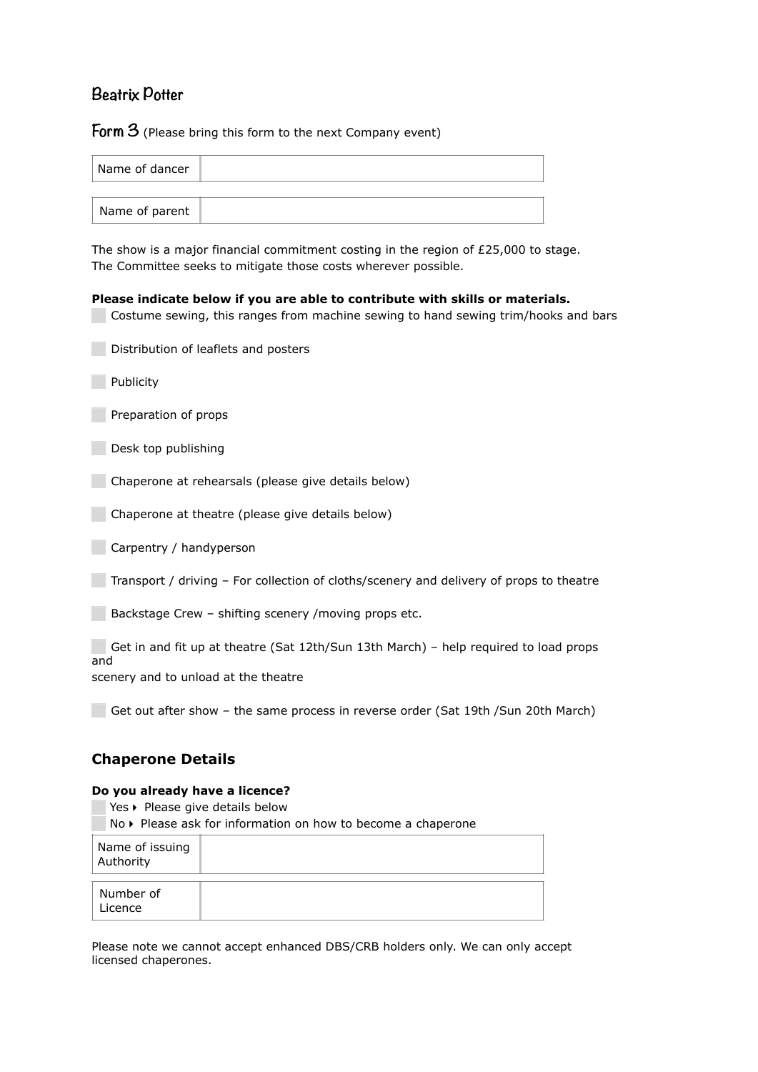# Beatrix Potter

**Form 3** (Please bring this form to the next Company event)

| | |
|---|---|
| Name of dancer | |

| | |
|---|---|
| Name of parent | |

The show is a major financial commitment costing in the region of £25,000 to stage.
The Committee seeks to mitigate those costs wherever possible.

**Please indicate below if you are able to contribute with skills or materials.**

- [ ] Costume sewing, this ranges from machine sewing to hand sewing trim/hooks and bars
- [ ] Distribution of leaflets and posters
- [ ] Publicity
- [ ] Preparation of props
- [ ] Desk top publishing
- [ ] Chaperone at rehearsals (please give details below)
- [ ] Chaperone at theatre (please give details below)
- [ ] Carpentry / handyperson
- [ ] Transport / driving – For collection of cloths/scenery and delivery of props to theatre
- [ ] Backstage Crew – shifting scenery /moving props etc.
- [ ] Get in and fit up at theatre (Sat 12th/Sun 13th March) – help required to load props and scenery and to unload at the theatre
- [ ] Get out after show – the same process in reverse order (Sat 19th /Sun 20th March)

## Chaperone Details

**Do you already have a licence?**

- [ ] Yes ▸ Please give details below
- [ ] No ▸ Please ask for information on how to become a chaperone

| | |
|---|---|
| Name of issuing Authority | |

| | |
|---|---|
| Number of Licence | |

Please note we cannot accept enhanced DBS/CRB holders only. We can only accept licensed chaperones.